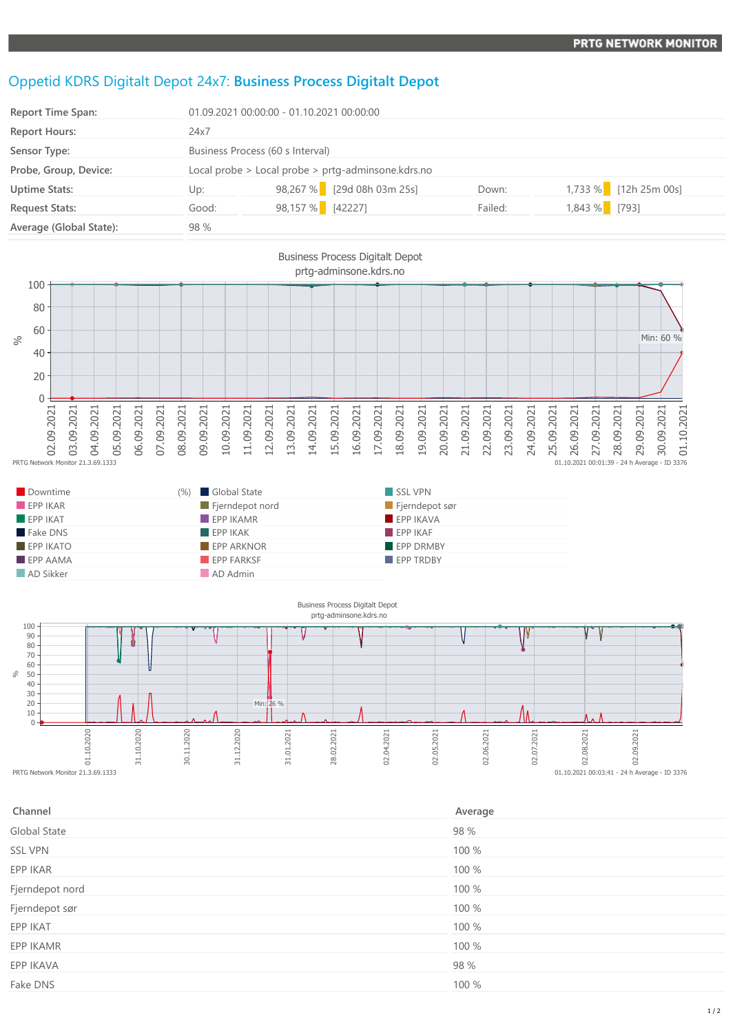# Oppetid KDRS Digitalt Depot 24x7: **Business Process Digitalt Depot**

| | | | | | |
|---|---|---|---|---|---|
| **Report Time Span:** | 01.09.2021 00:00:00 - 01.10.2021 00:00:00 | | | | |
| **Report Hours:** | 24x7 | | | | |
| **Sensor Type:** | Business Process (60 s Interval) | | | | |
| **Probe, Group, Device:** | Local probe > Local probe > prtg-adminsone.kdrs.no | | | | |
| **Uptime Stats:** | Up: | 98,267 % [29d 08h 03m 25s] | Down: | 1,733 % [12h 25m 00s] | |
| **Request Stats:** | Good: | 98,157 % [42227] | Failed: | 1,843 % [793] | |
| **Average (Global State):** | 98 % | | | | |

Business Process Digitalt Depot
prtg-adminsone.kdrs.no

Min: 60 %

PRTG Network Monitor 21.3.69.1333 — 01.10.2021 00:01:39 - 24 h Average - ID 3376

| | | |
|---|---|---|
| Downtime (%) | Global State | SSL VPN |
| EPP IKAR | Fjerndepot nord | Fjerndepot sør |
| EPP IKAT | EPP IKAMR | EPP IKAVA |
| Fake DNS | EPP IKAK | EPP IKAF |
| EPP IKATO | EPP ARKNOR | EPP DRMBY |
| EPP AAMA | EPP FARKSF | EPP TRDBY |
| AD Sikker | AD Admin | |

Business Process Digitalt Depot
prtg-adminsone.kdrs.no

Min: 26 %

PRTG Network Monitor 21.3.69.1333 — 01.10.2021 00:03:41 - 24 h Average - ID 3376

| Channel | Average |
|---|---|
| Global State | 98 % |
| SSL VPN | 100 % |
| EPP IKAR | 100 % |
| Fjerndepot nord | 100 % |
| Fjerndepot sør | 100 % |
| EPP IKAT | 100 % |
| EPP IKAMR | 100 % |
| EPP IKAVA | 98 % |
| Fake DNS | 100 % |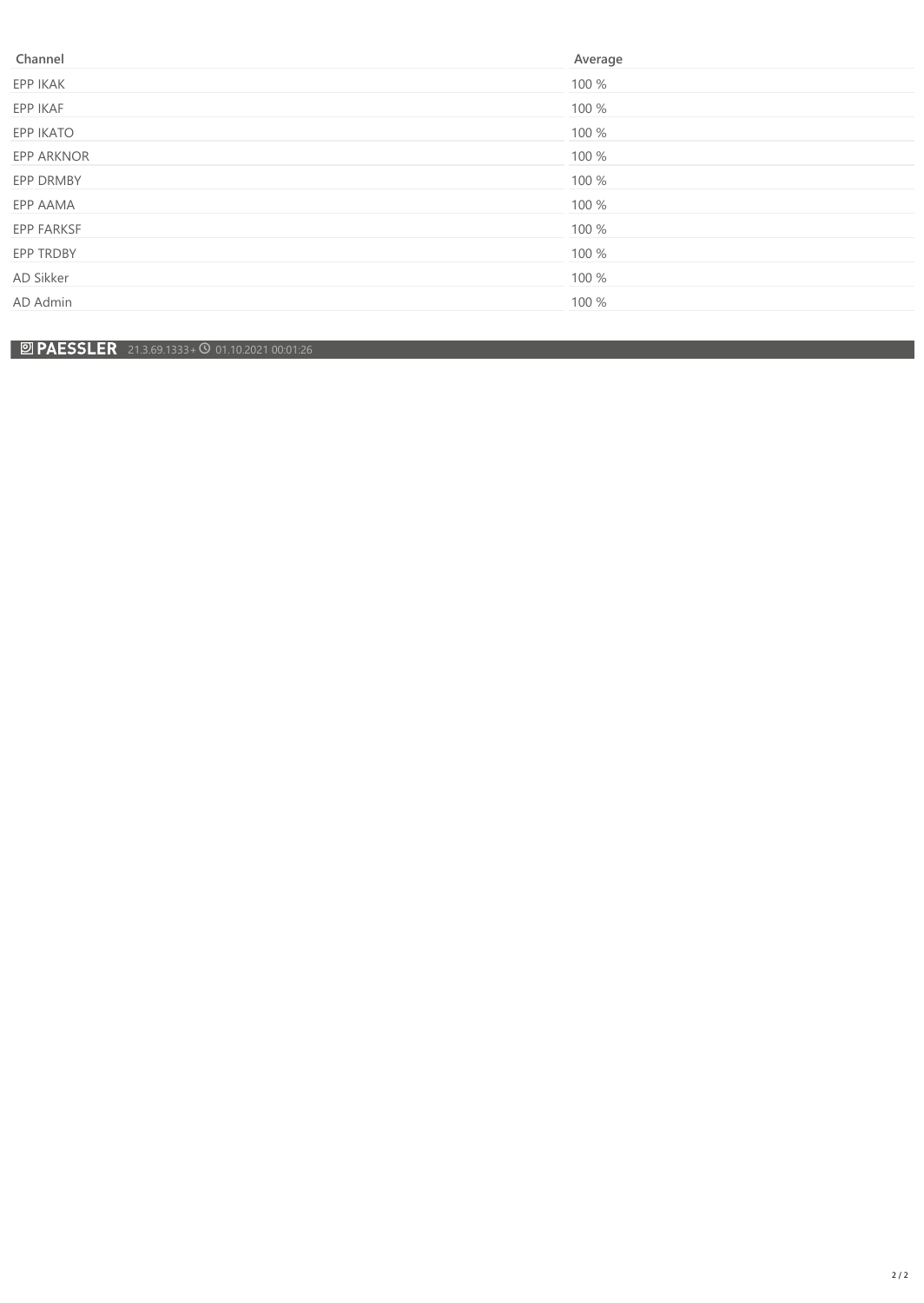| Channel | Average |
| --- | --- |
| EPP IKAK | 100 % |
| EPP IKAF | 100 % |
| EPP IKATO | 100 % |
| EPP ARKNOR | 100 % |
| EPP DRMBY | 100 % |
| EPP AAMA | 100 % |
| EPP FARKSF | 100 % |
| EPP TRDBY | 100 % |
| AD Sikker | 100 % |
| AD Admin | 100 % |

PAESSLER 21.3.69.1333+ 01.10.2021 00:01:26